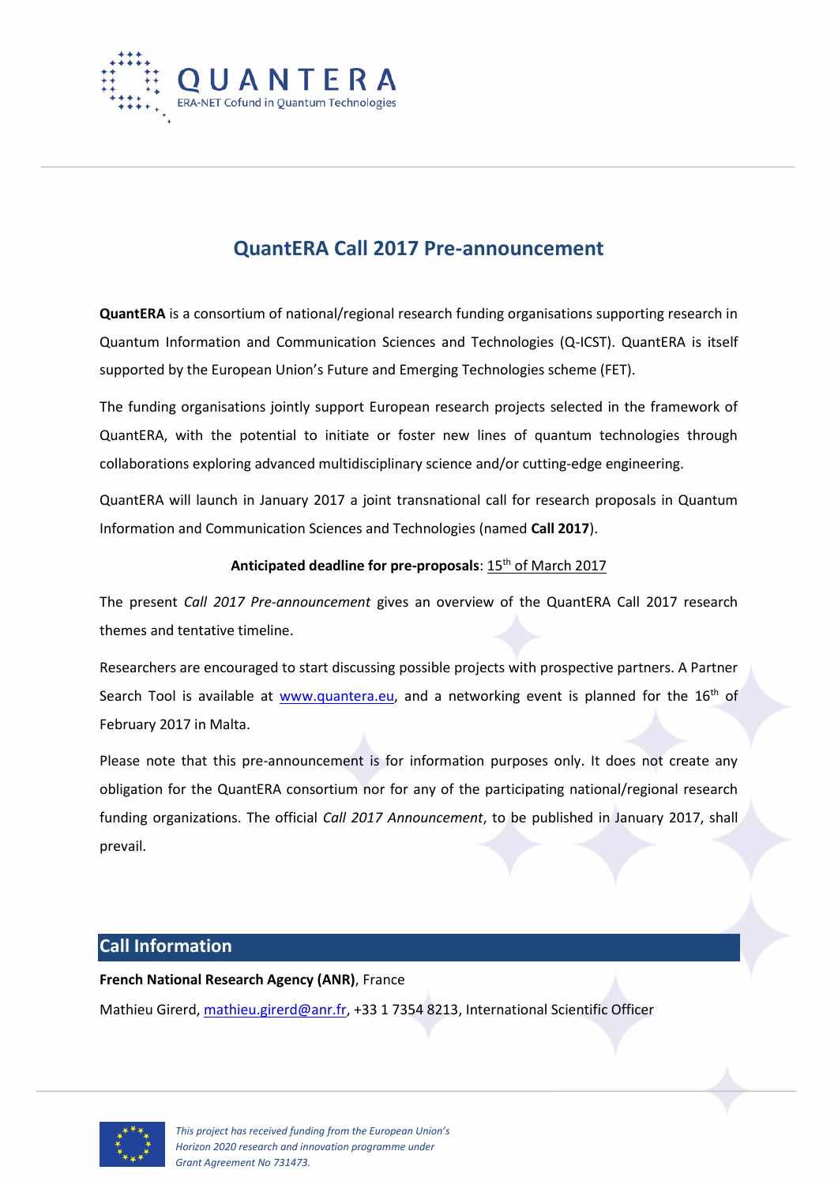# QuantERA Call 2017 Pre-announcement

**QuantERA** is a consortium of national/regional research funding organisations supporting research in Quantum Information and Communication Sciences and Technologies (Q-ICST). QuantERA is itself supported by the European Union's Future and Emerging Technologies scheme (FET).

The funding organisations jointly support European research projects selected in the framework of QuantERA, with the potential to initiate or foster new lines of quantum technologies through collaborations exploring advanced multidisciplinary science and/or cutting-edge engineering.

QuantERA will launch in January 2017 a joint transnational call for research proposals in Quantum Information and Communication Sciences and Technologies (named **Call 2017**).

**Anticipated deadline for pre-proposals**: 15th of March 2017

The present *Call 2017 Pre-announcement* gives an overview of the QuantERA Call 2017 research themes and tentative timeline.

Researchers are encouraged to start discussing possible projects with prospective partners. A Partner Search Tool is available at www.quantera.eu, and a networking event is planned for the 16th of February 2017 in Malta.

Please note that this pre-announcement is for information purposes only. It does not create any obligation for the QuantERA consortium nor for any of the participating national/regional research funding organizations. The official *Call 2017 Announcement*, to be published in January 2017, shall prevail.

## Call Information

**French National Research Agency (ANR)**, France

Mathieu Girerd, mathieu.girerd@anr.fr, +33 1 7354 8213, International Scientific Officer

*This project has received funding from the European Union's Horizon 2020 research and innovation programme under Grant Agreement No 731473.*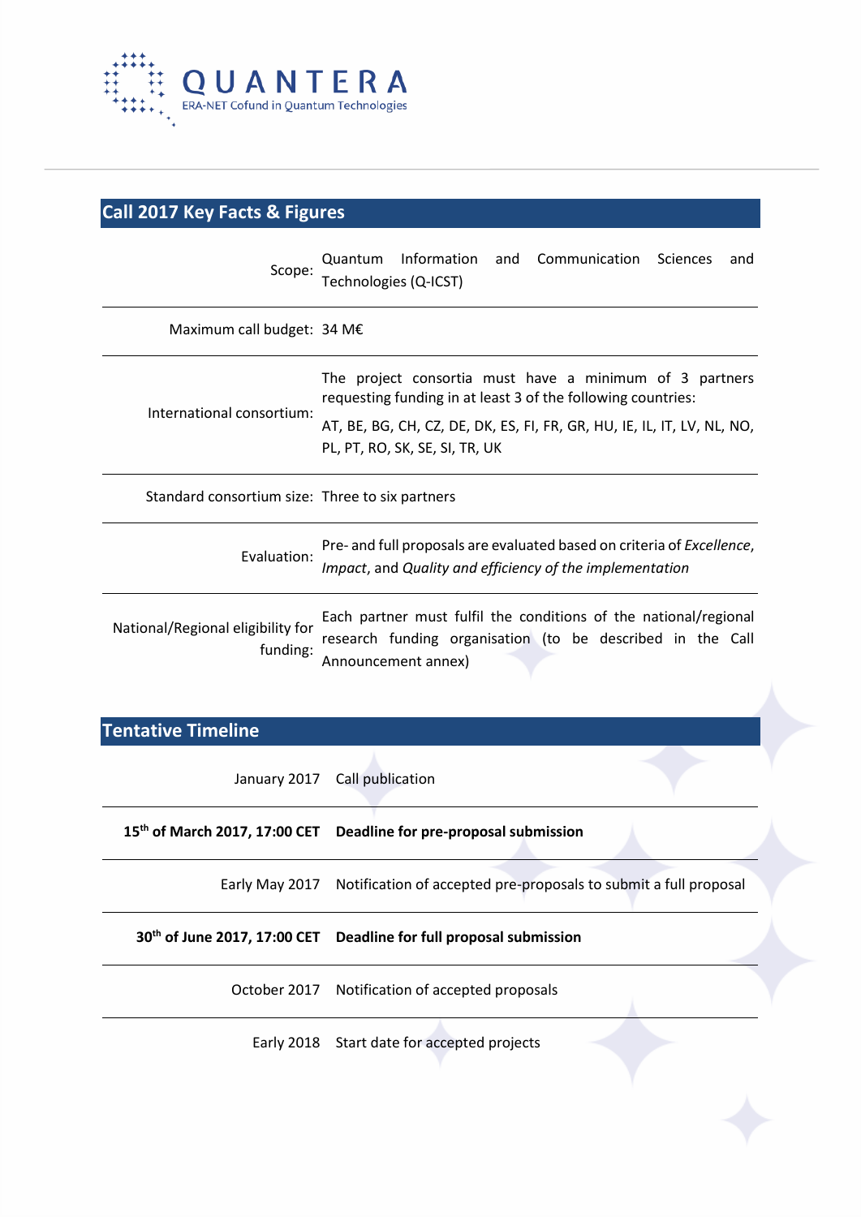## Call 2017 Key Facts & Figures

| | |
|---|---|
| Scope: | Quantum Information and Communication Sciences and Technologies (Q-ICST) |
| Maximum call budget: | 34 M€ |
| International consortium: | The project consortia must have a minimum of 3 partners requesting funding in at least 3 of the following countries:<br>AT, BE, BG, CH, CZ, DE, DK, ES, FI, FR, GR, HU, IE, IL, IT, LV, NL, NO, PL, PT, RO, SK, SE, SI, TR, UK |
| Standard consortium size: | Three to six partners |
| Evaluation: | Pre- and full proposals are evaluated based on criteria of *Excellence*, *Impact*, and *Quality and efficiency of the implementation* |
| National/Regional eligibility for funding: | Each partner must fulfil the conditions of the national/regional research funding organisation (to be described in the Call Announcement annex) |

## Tentative Timeline

| | |
|---|---|
| January 2017 | Call publication |
| **15th of March 2017, 17:00 CET** | **Deadline for pre-proposal submission** |
| Early May 2017 | Notification of accepted pre-proposals to submit a full proposal |
| **30th of June 2017, 17:00 CET** | **Deadline for full proposal submission** |
| October 2017 | Notification of accepted proposals |
| Early 2018 | Start date for accepted projects |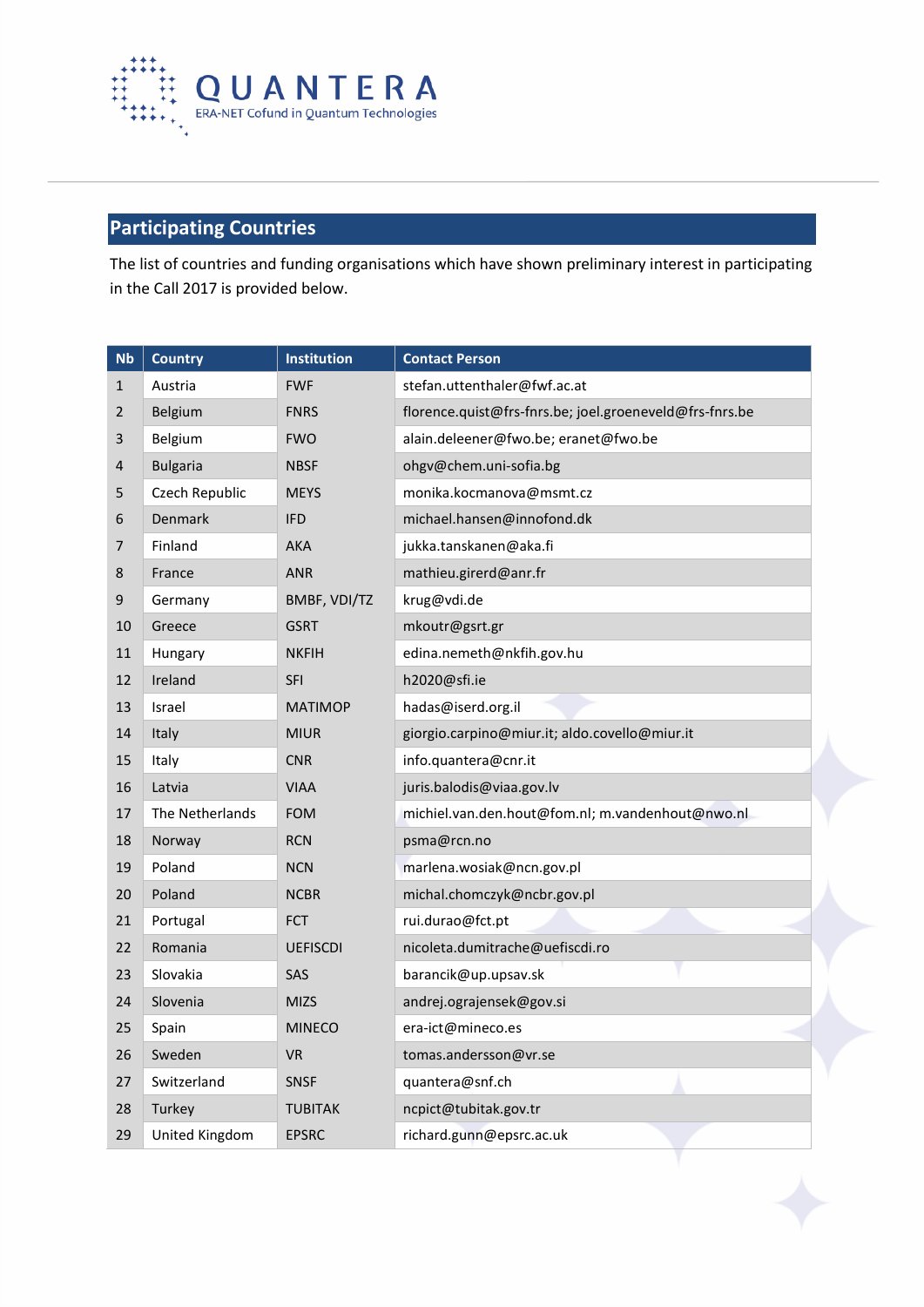## Participating Countries

The list of countries and funding organisations which have shown preliminary interest in participating in the Call 2017 is provided below.

| Nb | Country | Institution | Contact Person |
|---|---|---|---|
| 1 | Austria | FWF | stefan.uttenthaler@fwf.ac.at |
| 2 | Belgium | FNRS | florence.quist@frs-fnrs.be; joel.groeneveld@frs-fnrs.be |
| 3 | Belgium | FWO | alain.deleener@fwo.be; eranet@fwo.be |
| 4 | Bulgaria | NBSF | ohgv@chem.uni-sofia.bg |
| 5 | Czech Republic | MEYS | monika.kocmanova@msmt.cz |
| 6 | Denmark | IFD | michael.hansen@innofond.dk |
| 7 | Finland | AKA | jukka.tanskanen@aka.fi |
| 8 | France | ANR | mathieu.girerd@anr.fr |
| 9 | Germany | BMBF, VDI/TZ | krug@vdi.de |
| 10 | Greece | GSRT | mkoutr@gsrt.gr |
| 11 | Hungary | NKFIH | edina.nemeth@nkfih.gov.hu |
| 12 | Ireland | SFI | h2020@sfi.ie |
| 13 | Israel | MATIMOP | hadas@iserd.org.il |
| 14 | Italy | MIUR | giorgio.carpino@miur.it; aldo.covello@miur.it |
| 15 | Italy | CNR | info.quantera@cnr.it |
| 16 | Latvia | VIAA | juris.balodis@viaa.gov.lv |
| 17 | The Netherlands | FOM | michiel.van.den.hout@fom.nl; m.vandenhout@nwo.nl |
| 18 | Norway | RCN | psma@rcn.no |
| 19 | Poland | NCN | marlena.wosiak@ncn.gov.pl |
| 20 | Poland | NCBR | michal.chomczyk@ncbr.gov.pl |
| 21 | Portugal | FCT | rui.durao@fct.pt |
| 22 | Romania | UEFISCDI | nicoleta.dumitrache@uefiscdi.ro |
| 23 | Slovakia | SAS | barancik@up.upsav.sk |
| 24 | Slovenia | MIZS | andrej.ograjensek@gov.si |
| 25 | Spain | MINECO | era-ict@mineco.es |
| 26 | Sweden | VR | tomas.andersson@vr.se |
| 27 | Switzerland | SNSF | quantera@snf.ch |
| 28 | Turkey | TUBITAK | ncpict@tubitak.gov.tr |
| 29 | United Kingdom | EPSRC | richard.gunn@epsrc.ac.uk |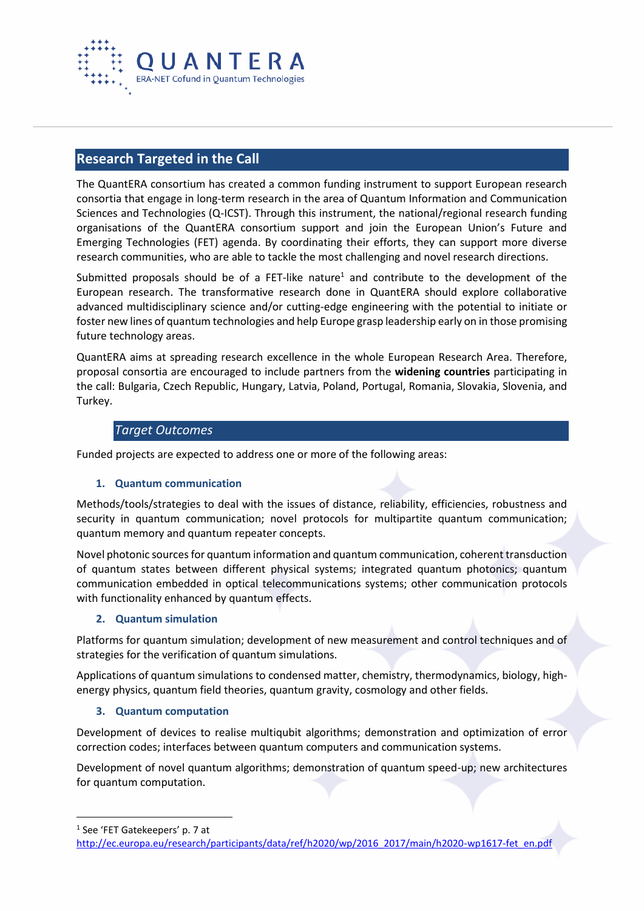## Research Targeted in the Call

The QuantERA consortium has created a common funding instrument to support European research consortia that engage in long-term research in the area of Quantum Information and Communication Sciences and Technologies (Q-ICST). Through this instrument, the national/regional research funding organisations of the QuantERA consortium support and join the European Union's Future and Emerging Technologies (FET) agenda. By coordinating their efforts, they can support more diverse research communities, who are able to tackle the most challenging and novel research directions.

Submitted proposals should be of a FET-like nature[1] and contribute to the development of the European research. The transformative research done in QuantERA should explore collaborative advanced multidisciplinary science and/or cutting-edge engineering with the potential to initiate or foster new lines of quantum technologies and help Europe grasp leadership early on in those promising future technology areas.

QuantERA aims at spreading research excellence in the whole European Research Area. Therefore, proposal consortia are encouraged to include partners from the **widening countries** participating in the call: Bulgaria, Czech Republic, Hungary, Latvia, Poland, Portugal, Romania, Slovakia, Slovenia, and Turkey.

### *Target Outcomes*

Funded projects are expected to address one or more of the following areas:

#### 1. Quantum communication

Methods/tools/strategies to deal with the issues of distance, reliability, efficiencies, robustness and security in quantum communication; novel protocols for multipartite quantum communication; quantum memory and quantum repeater concepts.

Novel photonic sources for quantum information and quantum communication, coherent transduction of quantum states between different physical systems; integrated quantum photonics; quantum communication embedded in optical telecommunications systems; other communication protocols with functionality enhanced by quantum effects.

#### 2. Quantum simulation

Platforms for quantum simulation; development of new measurement and control techniques and of strategies for the verification of quantum simulations.

Applications of quantum simulations to condensed matter, chemistry, thermodynamics, biology, high-energy physics, quantum field theories, quantum gravity, cosmology and other fields.

#### 3. Quantum computation

Development of devices to realise multiqubit algorithms; demonstration and optimization of error correction codes; interfaces between quantum computers and communication systems.

Development of novel quantum algorithms; demonstration of quantum speed-up; new architectures for quantum computation.

---

[1] See 'FET Gatekeepers' p. 7 at http://ec.europa.eu/research/participants/data/ref/h2020/wp/2016_2017/main/h2020-wp1617-fet_en.pdf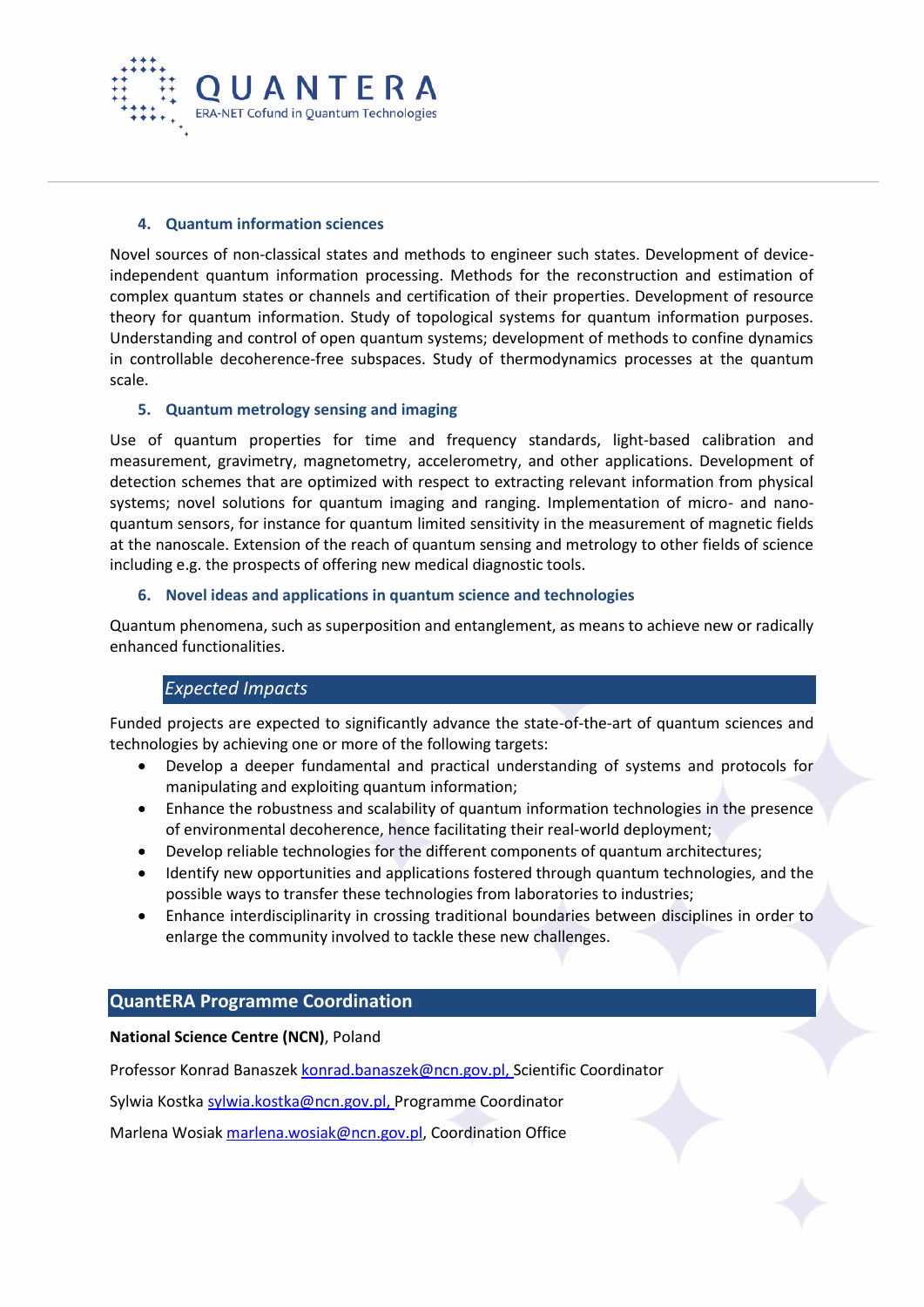#### 4. Quantum information sciences

Novel sources of non-classical states and methods to engineer such states. Development of device-independent quantum information processing. Methods for the reconstruction and estimation of complex quantum states or channels and certification of their properties. Development of resource theory for quantum information. Study of topological systems for quantum information purposes. Understanding and control of open quantum systems; development of methods to confine dynamics in controllable decoherence-free subspaces. Study of thermodynamics processes at the quantum scale.

#### 5. Quantum metrology sensing and imaging

Use of quantum properties for time and frequency standards, light-based calibration and measurement, gravimetry, magnetometry, accelerometry, and other applications. Development of detection schemes that are optimized with respect to extracting relevant information from physical systems; novel solutions for quantum imaging and ranging. Implementation of micro- and nano-quantum sensors, for instance for quantum limited sensitivity in the measurement of magnetic fields at the nanoscale. Extension of the reach of quantum sensing and metrology to other fields of science including e.g. the prospects of offering new medical diagnostic tools.

#### 6. Novel ideas and applications in quantum science and technologies

Quantum phenomena, such as superposition and entanglement, as means to achieve new or radically enhanced functionalities.

### *Expected Impacts*

Funded projects are expected to significantly advance the state-of-the-art of quantum sciences and technologies by achieving one or more of the following targets:

- Develop a deeper fundamental and practical understanding of systems and protocols for manipulating and exploiting quantum information;
- Enhance the robustness and scalability of quantum information technologies in the presence of environmental decoherence, hence facilitating their real-world deployment;
- Develop reliable technologies for the different components of quantum architectures;
- Identify new opportunities and applications fostered through quantum technologies, and the possible ways to transfer these technologies from laboratories to industries;
- Enhance interdisciplinarity in crossing traditional boundaries between disciplines in order to enlarge the community involved to tackle these new challenges.

## QuantERA Programme Coordination

**National Science Centre (NCN)**, Poland

Professor Konrad Banaszek konrad.banaszek@ncn.gov.pl, Scientific Coordinator

Sylwia Kostka sylwia.kostka@ncn.gov.pl, Programme Coordinator

Marlena Wosiak marlena.wosiak@ncn.gov.pl, Coordination Office